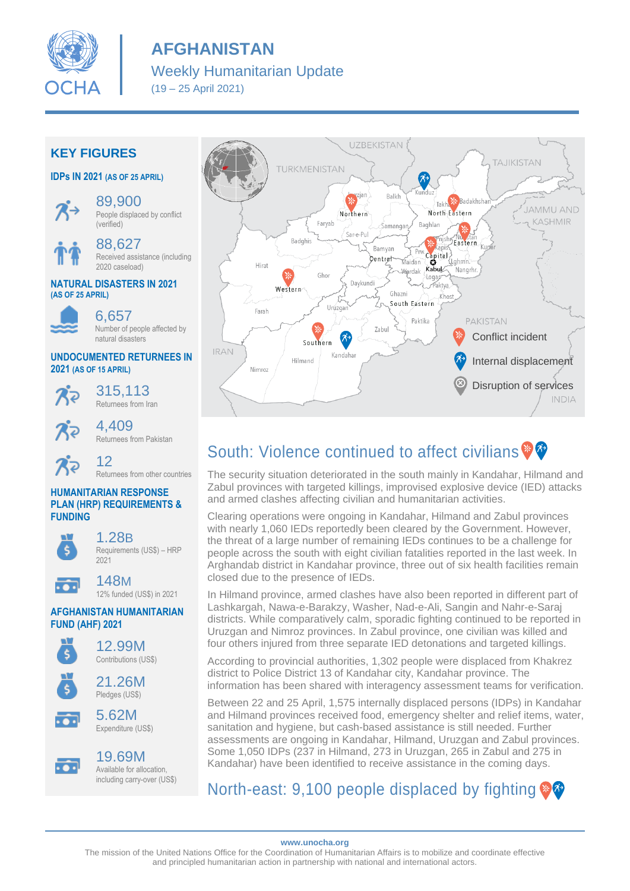# AFGHANISTAN

## Weekly Humanitarian Update

(19 – 25 April 2021)

## KEY FIGURES

### IDPs IN 2021 (AS OF 25 APRIL)

**89,900**
People displaced by conflict (verified)

**88,627**
Received assistance (including 2020 caseload)

### NATURAL DISASTERS IN 2021 (AS OF 25 APRIL)

**6,657**
Number of people affected by natural disasters

### UNDOCUMENTED RETURNEES IN 2021 (AS OF 15 APRIL)

**315,113**
Returnees from Iran

**4,409**
Returnees from Pakistan

**12**
Returnees from other countries

### HUMANITARIAN RESPONSE PLAN (HRP) REQUIREMENTS & FUNDING

**1.28B**
Requirements (US$) – HRP 2021

**148M**
12% funded (US$) in 2021

### AFGHANISTAN HUMANITARIAN FUND (AHF) 2021

**12.99M**
Contributions (US$)

**21.26M**
Pledges (US$)

**5.62M**
Expenditure (US$)

**19.69M**
Available for allocation, including carry-over (US$)

Conflict incident

Internal displacement

Disruption of services

## South: Violence continued to affect civilians

The security situation deteriorated in the south mainly in Kandahar, Hilmand and Zabul provinces with targeted killings, improvised explosive device (IED) attacks and armed clashes affecting civilian and humanitarian activities.

Clearing operations were ongoing in Kandahar, Hilmand and Zabul provinces with nearly 1,060 IEDs reportedly been cleared by the Government. However, the threat of a large number of remaining IEDs continues to be a challenge for people across the south with eight civilian fatalities reported in the last week. In Arghandab district in Kandahar province, three out of six health facilities remain closed due to the presence of IEDs.

In Hilmand province, armed clashes have also been reported in different part of Lashkargah, Nawa-e-Barakzy, Washer, Nad-e-Ali, Sangin and Nahr-e-Saraj districts. While comparatively calm, sporadic fighting continued to be reported in Uruzgan and Nimroz provinces. In Zabul province, one civilian was killed and four others injured from three separate IED detonations and targeted killings.

According to provincial authorities, 1,302 people were displaced from Khakrez district to Police District 13 of Kandahar city, Kandahar province. The information has been shared with interagency assessment teams for verification.

Between 22 and 25 April, 1,575 internally displaced persons (IDPs) in Kandahar and Hilmand provinces received food, emergency shelter and relief items, water, sanitation and hygiene, but cash-based assistance is still needed. Further assessments are ongoing in Kandahar, Hilmand, Uruzgan and Zabul provinces. Some 1,050 IDPs (237 in Hilmand, 273 in Uruzgan, 265 in Zabul and 275 in Kandahar) have been identified to receive assistance in the coming days.

## North-east: 9,100 people displaced by fighting

www.unocha.org

The mission of the United Nations Office for the Coordination of Humanitarian Affairs is to mobilize and coordinate effective and principled humanitarian action in partnership with national and international actors.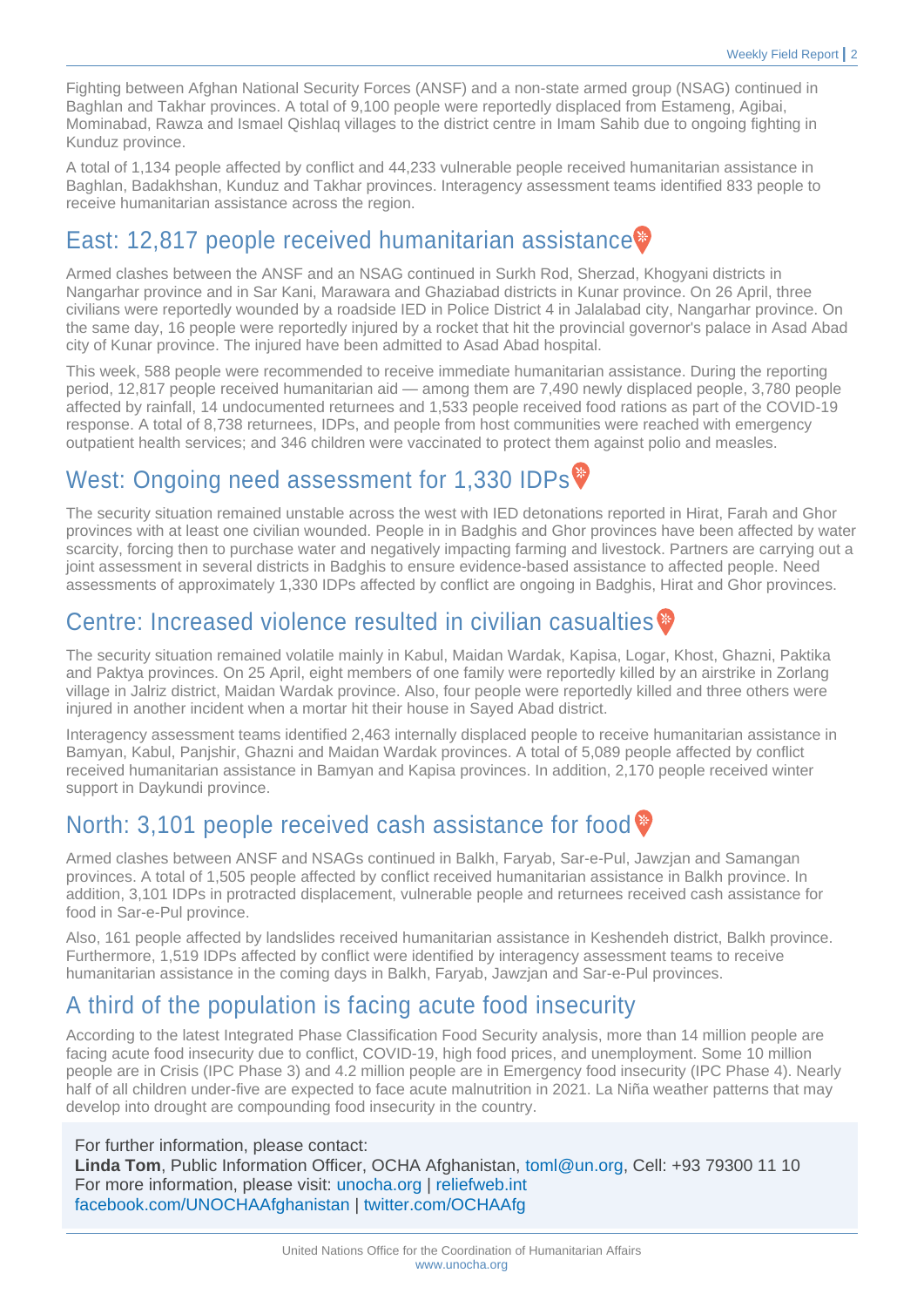Fighting between Afghan National Security Forces (ANSF) and a non-state armed group (NSAG) continued in Baghlan and Takhar provinces. A total of 9,100 people were reportedly displaced from Estameng, Agibai, Mominabad, Rawza and Ismael Qishlaq villages to the district centre in Imam Sahib due to ongoing fighting in Kunduz province.

A total of 1,134 people affected by conflict and 44,233 vulnerable people received humanitarian assistance in Baghlan, Badakhshan, Kunduz and Takhar provinces. Interagency assessment teams identified 833 people to receive humanitarian assistance across the region.

## East: 12,817 people received humanitarian assistance

Armed clashes between the ANSF and an NSAG continued in Surkh Rod, Sherzad, Khogyani districts in Nangarhar province and in Sar Kani, Marawara and Ghaziabad districts in Kunar province. On 26 April, three civilians were reportedly wounded by a roadside IED in Police District 4 in Jalalabad city, Nangarhar province. On the same day, 16 people were reportedly injured by a rocket that hit the provincial governor's palace in Asad Abad city of Kunar province. The injured have been admitted to Asad Abad hospital.

This week, 588 people were recommended to receive immediate humanitarian assistance. During the reporting period, 12,817 people received humanitarian aid — among them are 7,490 newly displaced people, 3,780 people affected by rainfall, 14 undocumented returnees and 1,533 people received food rations as part of the COVID-19 response. A total of 8,738 returnees, IDPs, and people from host communities were reached with emergency outpatient health services; and 346 children were vaccinated to protect them against polio and measles.

## West: Ongoing need assessment for 1,330 IDPs

The security situation remained unstable across the west with IED detonations reported in Hirat, Farah and Ghor provinces with at least one civilian wounded. People in in Badghis and Ghor provinces have been affected by water scarcity, forcing then to purchase water and negatively impacting farming and livestock. Partners are carrying out a joint assessment in several districts in Badghis to ensure evidence-based assistance to affected people. Need assessments of approximately 1,330 IDPs affected by conflict are ongoing in Badghis, Hirat and Ghor provinces.

## Centre: Increased violence resulted in civilian casualties

The security situation remained volatile mainly in Kabul, Maidan Wardak, Kapisa, Logar, Khost, Ghazni, Paktika and Paktya provinces. On 25 April, eight members of one family were reportedly killed by an airstrike in Zorlang village in Jalriz district, Maidan Wardak province. Also, four people were reportedly killed and three others were injured in another incident when a mortar hit their house in Sayed Abad district.

Interagency assessment teams identified 2,463 internally displaced people to receive humanitarian assistance in Bamyan, Kabul, Panjshir, Ghazni and Maidan Wardak provinces. A total of 5,089 people affected by conflict received humanitarian assistance in Bamyan and Kapisa provinces. In addition, 2,170 people received winter support in Daykundi province.

## North: 3,101 people received cash assistance for food

Armed clashes between ANSF and NSAGs continued in Balkh, Faryab, Sar-e-Pul, Jawzjan and Samangan provinces. A total of 1,505 people affected by conflict received humanitarian assistance in Balkh province. In addition, 3,101 IDPs in protracted displacement, vulnerable people and returnees received cash assistance for food in Sar-e-Pul province.

Also, 161 people affected by landslides received humanitarian assistance in Keshendeh district, Balkh province. Furthermore, 1,519 IDPs affected by conflict were identified by interagency assessment teams to receive humanitarian assistance in the coming days in Balkh, Faryab, Jawzjan and Sar-e-Pul provinces.

## A third of the population is facing acute food insecurity

According to the latest Integrated Phase Classification Food Security analysis, more than 14 million people are facing acute food insecurity due to conflict, COVID-19, high food prices, and unemployment. Some 10 million people are in Crisis (IPC Phase 3) and 4.2 million people are in Emergency food insecurity (IPC Phase 4). Nearly half of all children under-five are expected to face acute malnutrition in 2021. La Niña weather patterns that may develop into drought are compounding food insecurity in the country.

For further information, please contact:
**Linda Tom**, Public Information Officer, OCHA Afghanistan, toml@un.org, Cell: +93 79300 11 10
For more information, please visit: unocha.org | reliefweb.int
facebook.com/UNOCHAAfghanistan | twitter.com/OCHAAfg